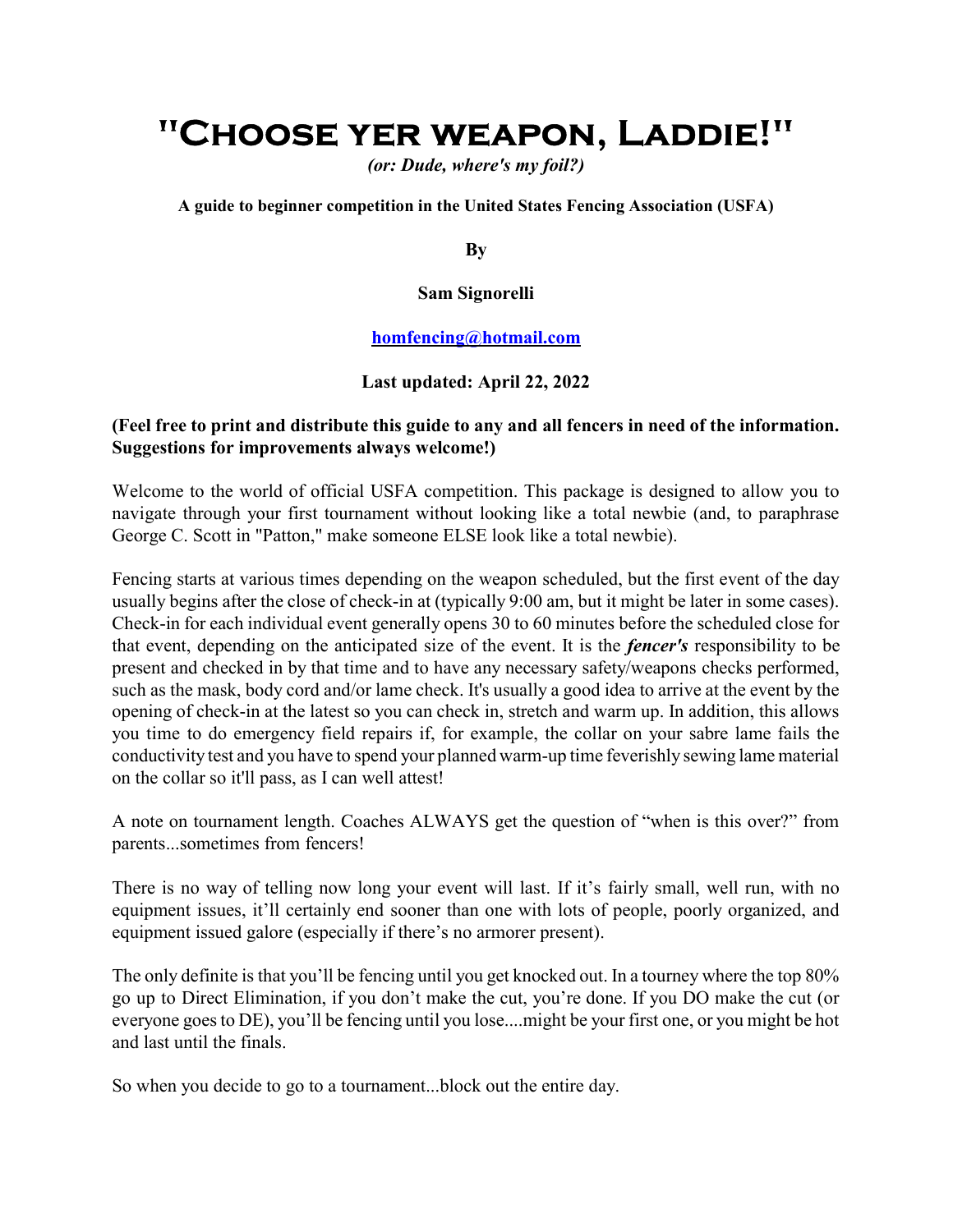# "Choose yer weapon, Laddie!"

***(or: Dude, where's my foil?)***

**A guide to beginner competition in the United States Fencing Association (USFA)**

**By**

**Sam Signorelli**

**homfencing@hotmail.com**

**Last updated: April 22, 2022**

**(Feel free to print and distribute this guide to any and all fencers in need of the information. Suggestions for improvements always welcome!)**

Welcome to the world of official USFA competition. This package is designed to allow you to navigate through your first tournament without looking like a total newbie (and, to paraphrase George C. Scott in "Patton," make someone ELSE look like a total newbie).

Fencing starts at various times depending on the weapon scheduled, but the first event of the day usually begins after the close of check-in at (typically 9:00 am, but it might be later in some cases). Check-in for each individual event generally opens 30 to 60 minutes before the scheduled close for that event, depending on the anticipated size of the event. It is the ***fencer's*** responsibility to be present and checked in by that time and to have any necessary safety/weapons checks performed, such as the mask, body cord and/or lame check. It's usually a good idea to arrive at the event by the opening of check-in at the latest so you can check in, stretch and warm up. In addition, this allows you time to do emergency field repairs if, for example, the collar on your sabre lame fails the conductivity test and you have to spend your planned warm-up time feverishly sewing lame material on the collar so it'll pass, as I can well attest!

A note on tournament length. Coaches ALWAYS get the question of "when is this over?" from parents...sometimes from fencers!

There is no way of telling now long your event will last. If it's fairly small, well run, with no equipment issues, it'll certainly end sooner than one with lots of people, poorly organized, and equipment issued galore (especially if there's no armorer present).

The only definite is that you'll be fencing until you get knocked out. In a tourney where the top 80% go up to Direct Elimination, if you don't make the cut, you're done. If you DO make the cut (or everyone goes to DE), you'll be fencing until you lose....might be your first one, or you might be hot and last until the finals.

So when you decide to go to a tournament...block out the entire day.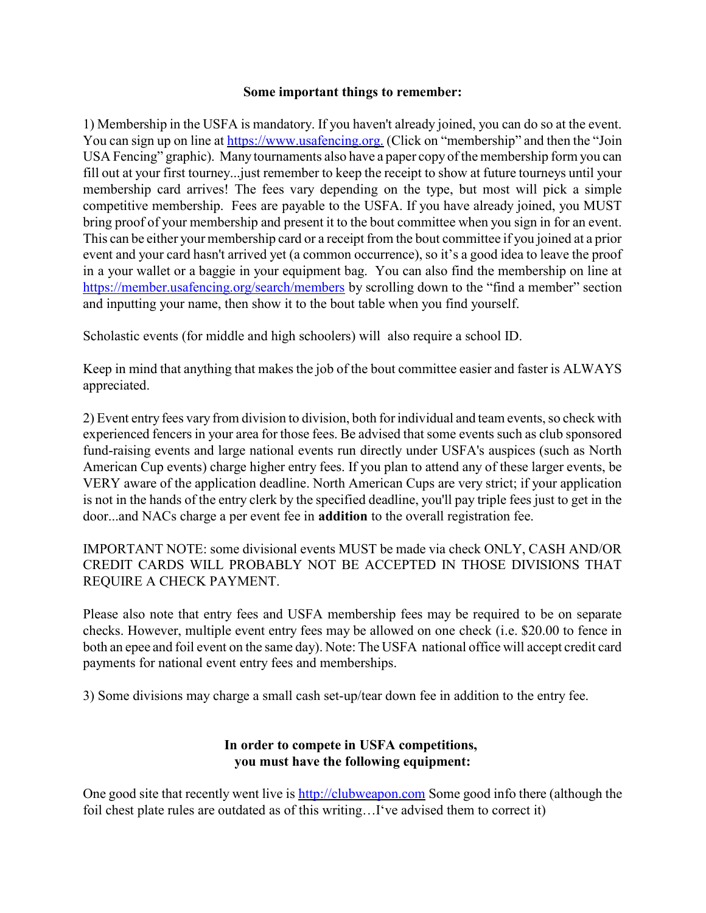**Some important things to remember:**

1) Membership in the USFA is mandatory. If you haven't already joined, you can do so at the event. You can sign up on line at https://www.usafencing.org. (Click on "membership" and then the "Join USA Fencing" graphic). Many tournaments also have a paper copy of the membership form you can fill out at your first tourney...just remember to keep the receipt to show at future tourneys until your membership card arrives! The fees vary depending on the type, but most will pick a simple competitive membership. Fees are payable to the USFA. If you have already joined, you MUST bring proof of your membership and present it to the bout committee when you sign in for an event. This can be either your membership card or a receipt from the bout committee if you joined at a prior event and your card hasn't arrived yet (a common occurrence), so it's a good idea to leave the proof in a your wallet or a baggie in your equipment bag. You can also find the membership on line at https://member.usafencing.org/search/members by scrolling down to the "find a member" section and inputting your name, then show it to the bout table when you find yourself.

Scholastic events (for middle and high schoolers) will also require a school ID.

Keep in mind that anything that makes the job of the bout committee easier and faster is ALWAYS appreciated.

2) Event entry fees vary from division to division, both for individual and team events, so check with experienced fencers in your area for those fees. Be advised that some events such as club sponsored fund-raising events and large national events run directly under USFA's auspices (such as North American Cup events) charge higher entry fees. If you plan to attend any of these larger events, be VERY aware of the application deadline. North American Cups are very strict; if your application is not in the hands of the entry clerk by the specified deadline, you'll pay triple fees just to get in the door...and NACs charge a per event fee in **addition** to the overall registration fee.

IMPORTANT NOTE: some divisional events MUST be made via check ONLY, CASH AND/OR CREDIT CARDS WILL PROBABLY NOT BE ACCEPTED IN THOSE DIVISIONS THAT REQUIRE A CHECK PAYMENT.

Please also note that entry fees and USFA membership fees may be required to be on separate checks. However, multiple event entry fees may be allowed on one check (i.e. $20.00 to fence in both an epee and foil event on the same day). Note: The USFA national office will accept credit card payments for national event entry fees and memberships.

3) Some divisions may charge a small cash set-up/tear down fee in addition to the entry fee.

**In order to compete in USFA competitions, you must have the following equipment:**

One good site that recently went live is http://clubweapon.com Some good info there (although the foil chest plate rules are outdated as of this writing…I've advised them to correct it)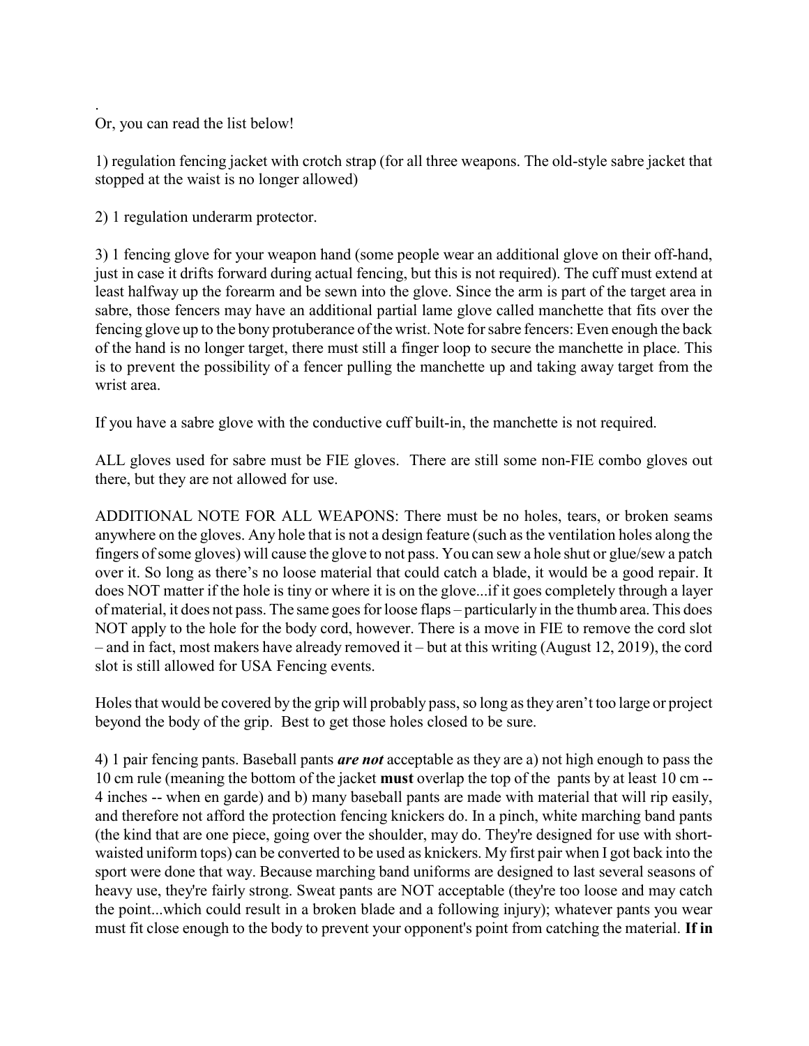.
Or, you can read the list below!

1) regulation fencing jacket with crotch strap (for all three weapons. The old-style sabre jacket that stopped at the waist is no longer allowed)

2) 1 regulation underarm protector.

3) 1 fencing glove for your weapon hand (some people wear an additional glove on their off-hand, just in case it drifts forward during actual fencing, but this is not required). The cuff must extend at least halfway up the forearm and be sewn into the glove. Since the arm is part of the target area in sabre, those fencers may have an additional partial lame glove called manchette that fits over the fencing glove up to the bony protuberance of the wrist. Note for sabre fencers: Even enough the back of the hand is no longer target, there must still a finger loop to secure the manchette in place. This is to prevent the possibility of a fencer pulling the manchette up and taking away target from the wrist area.

If you have a sabre glove with the conductive cuff built-in, the manchette is not required.

ALL gloves used for sabre must be FIE gloves. There are still some non-FIE combo gloves out there, but they are not allowed for use.

ADDITIONAL NOTE FOR ALL WEAPONS: There must be no holes, tears, or broken seams anywhere on the gloves. Any hole that is not a design feature (such as the ventilation holes along the fingers of some gloves) will cause the glove to not pass. You can sew a hole shut or glue/sew a patch over it. So long as there's no loose material that could catch a blade, it would be a good repair. It does NOT matter if the hole is tiny or where it is on the glove...if it goes completely through a layer of material, it does not pass. The same goes for loose flaps – particularly in the thumb area. This does NOT apply to the hole for the body cord, however. There is a move in FIE to remove the cord slot – and in fact, most makers have already removed it – but at this writing (August 12, 2019), the cord slot is still allowed for USA Fencing events.

Holes that would be covered by the grip will probably pass, so long as they aren't too large or project beyond the body of the grip. Best to get those holes closed to be sure.

4) 1 pair fencing pants. Baseball pants ***are not*** acceptable as they are a) not high enough to pass the 10 cm rule (meaning the bottom of the jacket **must** overlap the top of the pants by at least 10 cm -- 4 inches -- when en garde) and b) many baseball pants are made with material that will rip easily, and therefore not afford the protection fencing knickers do. In a pinch, white marching band pants (the kind that are one piece, going over the shoulder, may do. They're designed for use with short-waisted uniform tops) can be converted to be used as knickers. My first pair when I got back into the sport were done that way. Because marching band uniforms are designed to last several seasons of heavy use, they're fairly strong. Sweat pants are NOT acceptable (they're too loose and may catch the point...which could result in a broken blade and a following injury); whatever pants you wear must fit close enough to the body to prevent your opponent's point from catching the material. **If in**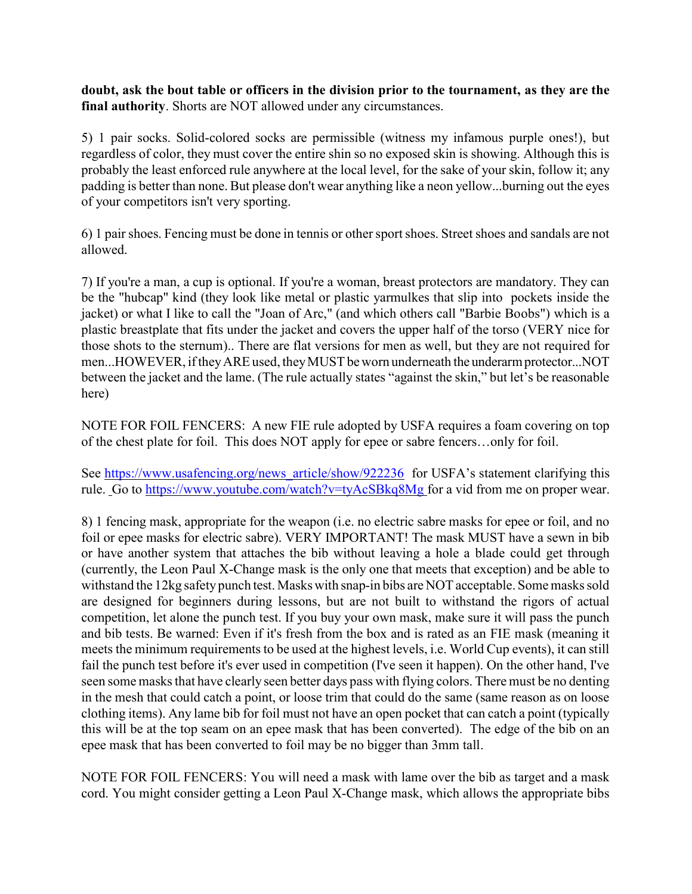**doubt, ask the bout table or officers in the division prior to the tournament, as they are the final authority**. Shorts are NOT allowed under any circumstances.

5) 1 pair socks. Solid-colored socks are permissible (witness my infamous purple ones!), but regardless of color, they must cover the entire shin so no exposed skin is showing. Although this is probably the least enforced rule anywhere at the local level, for the sake of your skin, follow it; any padding is better than none. But please don't wear anything like a neon yellow...burning out the eyes of your competitors isn't very sporting.

6) 1 pair shoes. Fencing must be done in tennis or other sport shoes. Street shoes and sandals are not allowed.

7) If you're a man, a cup is optional. If you're a woman, breast protectors are mandatory. They can be the "hubcap" kind (they look like metal or plastic yarmulkes that slip into pockets inside the jacket) or what I like to call the "Joan of Arc," (and which others call "Barbie Boobs") which is a plastic breastplate that fits under the jacket and covers the upper half of the torso (VERY nice for those shots to the sternum).. There are flat versions for men as well, but they are not required for men...HOWEVER, if they ARE used, they MUST be worn underneath the underarm protector...NOT between the jacket and the lame. (The rule actually states "against the skin," but let's be reasonable here)

NOTE FOR FOIL FENCERS: A new FIE rule adopted by USFA requires a foam covering on top of the chest plate for foil. This does NOT apply for epee or sabre fencers…only for foil.

See https://www.usafencing.org/news_article/show/922236 for USFA's statement clarifying this rule. Go to https://www.youtube.com/watch?v=tyAcSBkq8Mg for a vid from me on proper wear.

8) 1 fencing mask, appropriate for the weapon (i.e. no electric sabre masks for epee or foil, and no foil or epee masks for electric sabre). VERY IMPORTANT! The mask MUST have a sewn in bib or have another system that attaches the bib without leaving a hole a blade could get through (currently, the Leon Paul X-Change mask is the only one that meets that exception) and be able to withstand the 12kg safety punch test. Masks with snap-in bibs are NOT acceptable. Some masks sold are designed for beginners during lessons, but are not built to withstand the rigors of actual competition, let alone the punch test. If you buy your own mask, make sure it will pass the punch and bib tests. Be warned: Even if it's fresh from the box and is rated as an FIE mask (meaning it meets the minimum requirements to be used at the highest levels, i.e. World Cup events), it can still fail the punch test before it's ever used in competition (I've seen it happen). On the other hand, I've seen some masks that have clearly seen better days pass with flying colors. There must be no denting in the mesh that could catch a point, or loose trim that could do the same (same reason as on loose clothing items). Any lame bib for foil must not have an open pocket that can catch a point (typically this will be at the top seam on an epee mask that has been converted). The edge of the bib on an epee mask that has been converted to foil may be no bigger than 3mm tall.

NOTE FOR FOIL FENCERS: You will need a mask with lame over the bib as target and a mask cord. You might consider getting a Leon Paul X-Change mask, which allows the appropriate bibs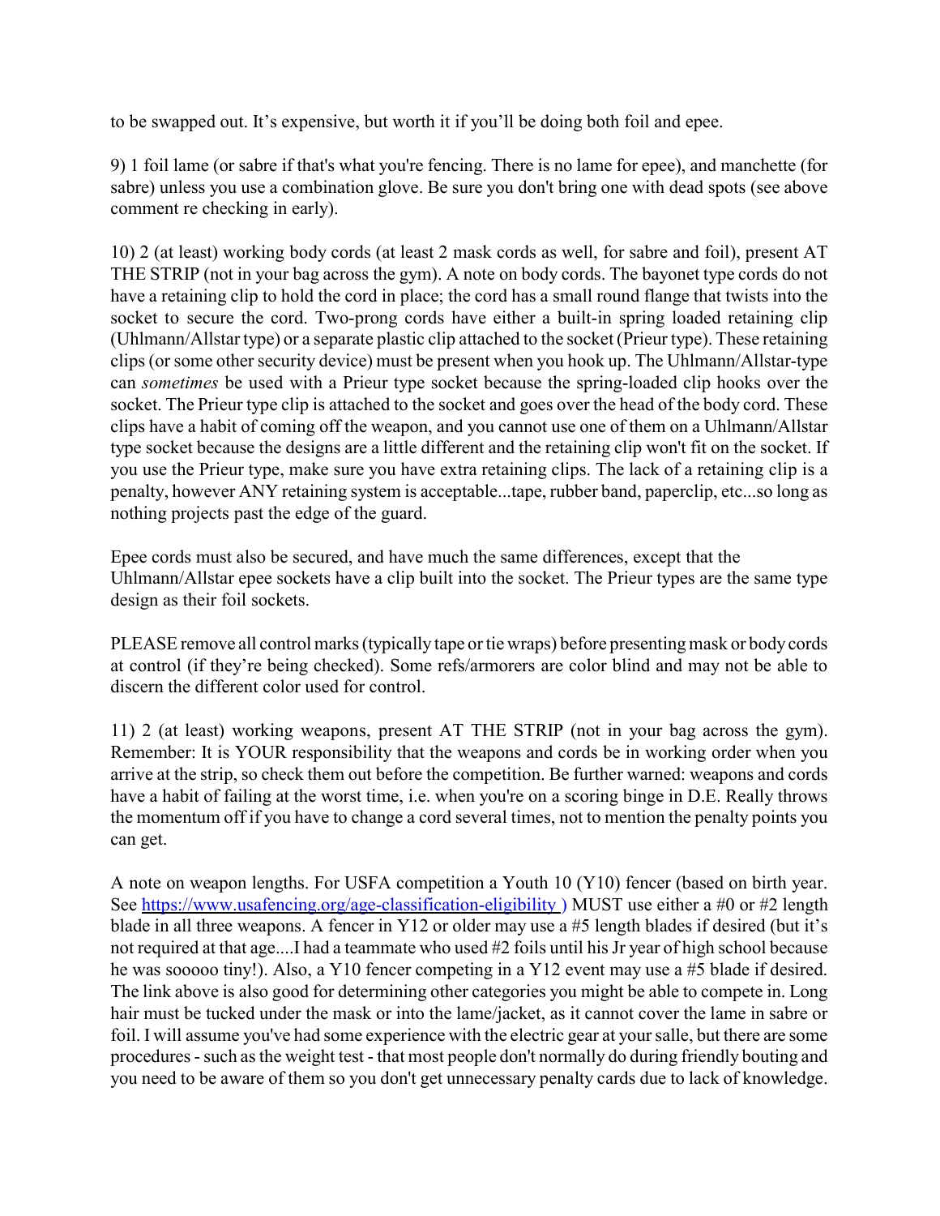to be swapped out. It's expensive, but worth it if you'll be doing both foil and epee.

9) 1 foil lame (or sabre if that's what you're fencing. There is no lame for epee), and manchette (for sabre) unless you use a combination glove. Be sure you don't bring one with dead spots (see above comment re checking in early).

10) 2 (at least) working body cords (at least 2 mask cords as well, for sabre and foil), present AT THE STRIP (not in your bag across the gym). A note on body cords. The bayonet type cords do not have a retaining clip to hold the cord in place; the cord has a small round flange that twists into the socket to secure the cord. Two-prong cords have either a built-in spring loaded retaining clip (Uhlmann/Allstar type) or a separate plastic clip attached to the socket (Prieur type). These retaining clips (or some other security device) must be present when you hook up. The Uhlmann/Allstar-type can *sometimes* be used with a Prieur type socket because the spring-loaded clip hooks over the socket. The Prieur type clip is attached to the socket and goes over the head of the body cord. These clips have a habit of coming off the weapon, and you cannot use one of them on a Uhlmann/Allstar type socket because the designs are a little different and the retaining clip won't fit on the socket. If you use the Prieur type, make sure you have extra retaining clips. The lack of a retaining clip is a penalty, however ANY retaining system is acceptable...tape, rubber band, paperclip, etc...so long as nothing projects past the edge of the guard.

Epee cords must also be secured, and have much the same differences, except that the Uhlmann/Allstar epee sockets have a clip built into the socket. The Prieur types are the same type design as their foil sockets.

PLEASE remove all control marks (typically tape or tie wraps) before presenting mask or body cords at control (if they're being checked). Some refs/armorers are color blind and may not be able to discern the different color used for control.

11) 2 (at least) working weapons, present AT THE STRIP (not in your bag across the gym). Remember: It is YOUR responsibility that the weapons and cords be in working order when you arrive at the strip, so check them out before the competition. Be further warned: weapons and cords have a habit of failing at the worst time, i.e. when you're on a scoring binge in D.E. Really throws the momentum off if you have to change a cord several times, not to mention the penalty points you can get.

A note on weapon lengths. For USFA competition a Youth 10 (Y10) fencer (based on birth year. See [https://www.usafencing.org/age-classification-eligibility](https://www.usafencing.org/age-classification-eligibility) ) MUST use either a #0 or #2 length blade in all three weapons. A fencer in Y12 or older may use a #5 length blades if desired (but it's not required at that age....I had a teammate who used #2 foils until his Jr year of high school because he was sooooo tiny!). Also, a Y10 fencer competing in a Y12 event may use a #5 blade if desired. The link above is also good for determining other categories you might be able to compete in. Long hair must be tucked under the mask or into the lame/jacket, as it cannot cover the lame in sabre or foil. I will assume you've had some experience with the electric gear at your salle, but there are some procedures - such as the weight test - that most people don't normally do during friendly bouting and you need to be aware of them so you don't get unnecessary penalty cards due to lack of knowledge.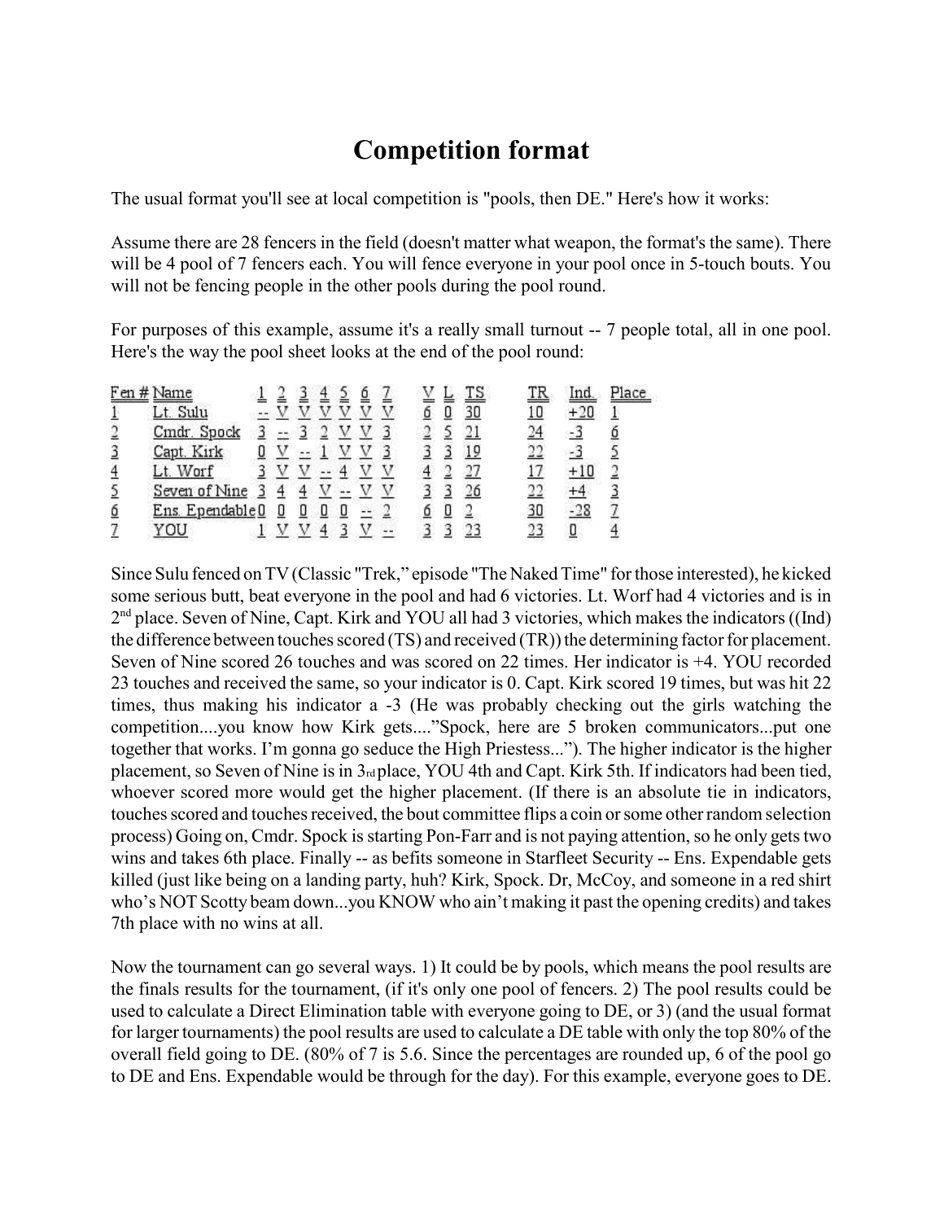# Competition format

The usual format you'll see at local competition is "pools, then DE." Here's how it works:

Assume there are 28 fencers in the field (doesn't matter what weapon, the format's the same). There will be 4 pool of 7 fencers each. You will fence everyone in your pool once in 5-touch bouts. You will not be fencing people in the other pools during the pool round.

For purposes of this example, assume it's a really small turnout -- 7 people total, all in one pool. Here's the way the pool sheet looks at the end of the pool round:

| Fen # | Name | 1 | 2 | 3 | 4 | 5 | 6 | 7 | V | L | TS | TR | Ind. | Place |
|---|---|---|---|---|---|---|---|---|---|---|---|---|---|---|
| 1 | Lt. Sulu | -- | V | V | V | V | V | V | 6 | 0 | 30 | 10 | +20 | 1 |
| 2 | Cmdr. Spock | 3 | -- | 3 | 2 | V | V | 3 | 2 | 5 | 21 | 24 | -3 | 6 |
| 3 | Capt. Kirk | 0 | V | -- | 1 | V | V | 3 | 3 | 3 | 19 | 22 | -3 | 5 |
| 4 | Lt. Worf | 3 | V | V | -- | 4 | V | V | 4 | 2 | 27 | 17 | +10 | 2 |
| 5 | Seven of Nine | 3 | 4 | 4 | V | -- | V | V | 3 | 3 | 26 | 22 | +4 | 3 |
| 6 | Ens. Ependable | 0 | 0 | 0 | 0 | 0 | -- | 2 | 6 | 0 | 2 | 30 | -28 | 7 |
| 7 | YOU | 1 | V | V | 4 | 3 | V | -- | 3 | 3 | 23 | 23 | 0 | 4 |

Since Sulu fenced on TV (Classic "Trek," episode "The Naked Time" for those interested), he kicked some serious butt, beat everyone in the pool and had 6 victories. Lt. Worf had 4 victories and is in 2nd place. Seven of Nine, Capt. Kirk and YOU all had 3 victories, which makes the indicators ((Ind) the difference between touches scored (TS) and received (TR)) the determining factor for placement. Seven of Nine scored 26 touches and was scored on 22 times. Her indicator is +4. YOU recorded 23 touches and received the same, so your indicator is 0. Capt. Kirk scored 19 times, but was hit 22 times, thus making his indicator a -3 (He was probably checking out the girls watching the competition....you know how Kirk gets...."Spock, here are 5 broken communicators...put one together that works. I'm gonna go seduce the High Priestess..."). The higher indicator is the higher placement, so Seven of Nine is in 3rd place, YOU 4th and Capt. Kirk 5th. If indicators had been tied, whoever scored more would get the higher placement. (If there is an absolute tie in indicators, touches scored and touches received, the bout committee flips a coin or some other random selection process) Going on, Cmdr. Spock is starting Pon-Farr and is not paying attention, so he only gets two wins and takes 6th place. Finally -- as befits someone in Starfleet Security -- Ens. Expendable gets killed (just like being on a landing party, huh? Kirk, Spock. Dr, McCoy, and someone in a red shirt who's NOT Scotty beam down...you KNOW who ain't making it past the opening credits) and takes 7th place with no wins at all.

Now the tournament can go several ways. 1) It could be by pools, which means the pool results are the finals results for the tournament, (if it's only one pool of fencers. 2) The pool results could be used to calculate a Direct Elimination table with everyone going to DE, or 3) (and the usual format for larger tournaments) the pool results are used to calculate a DE table with only the top 80% of the overall field going to DE. (80% of 7 is 5.6. Since the percentages are rounded up, 6 of the pool go to DE and Ens. Expendable would be through for the day). For this example, everyone goes to DE.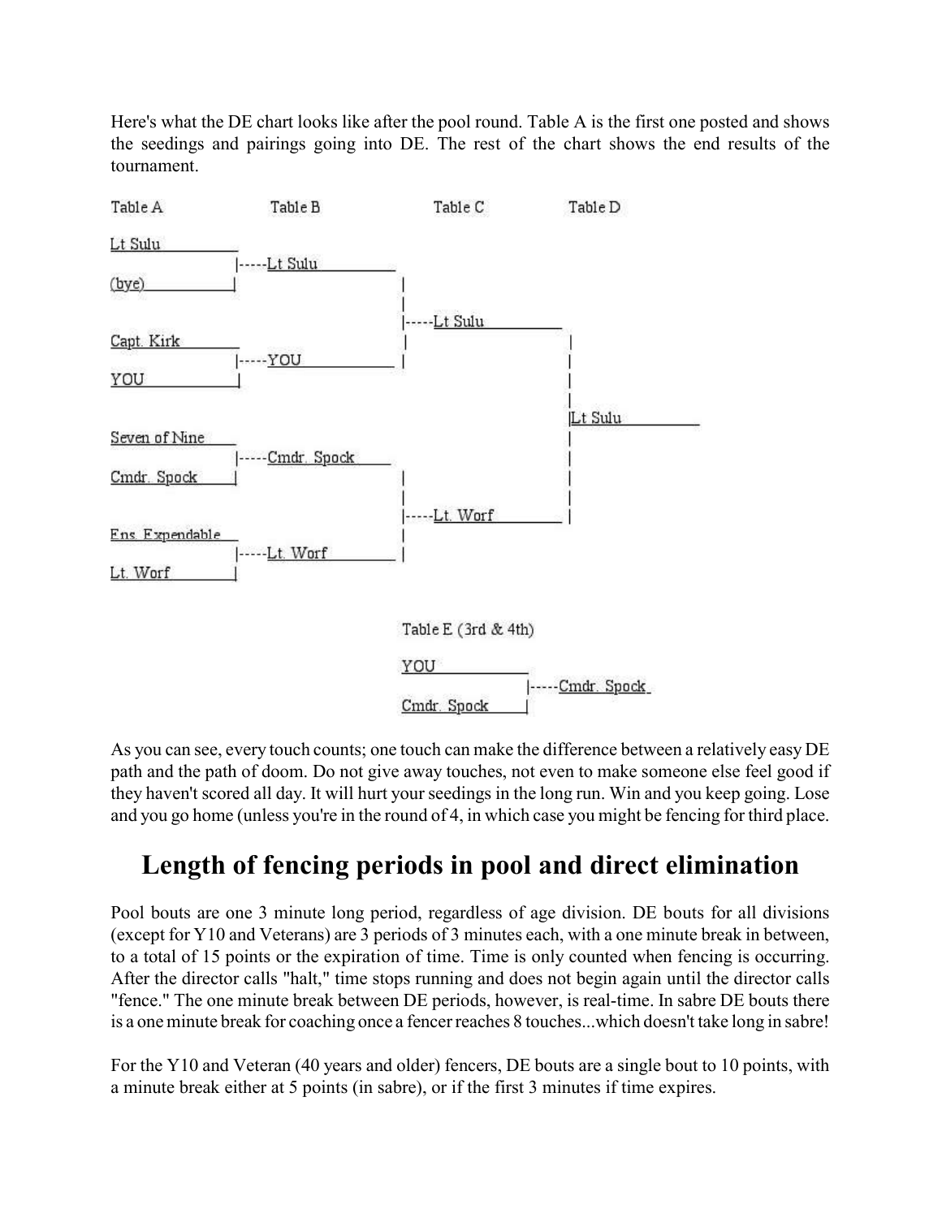Here's what the DE chart looks like after the pool round. Table A is the first one posted and shows the seedings and pairings going into DE. The rest of the chart shows the end results of the tournament.

```
Table A           Table B              Table C            Table D

Lt Sulu________
               |-----Lt Sulu_______
(bye)__________|                   |
                                   |
                                   |-----Lt Sulu_______
Capt. Kirk_____                    |                   |
               |-----YOU___________|                   |
YOU____________|                                       |
                                                       |
                                                       |Lt Sulu_______
Seven of Nine__                                        |
               |-----Cmdr. Spock___                    |
Cmdr. Spock____|                   |                   |
                                   |                   |
                                   |-----Lt. Worf______|
Ens. Expendable                    |
               |-----Lt. Worf______|
Lt. Worf_______|

                                   Table E (3rd & 4th)

                                   YOU_____________
                                                   |-----Cmdr. Spock_
                                   Cmdr. Spock_____|
```

As you can see, every touch counts; one touch can make the difference between a relatively easy DE path and the path of doom. Do not give away touches, not even to make someone else feel good if they haven't scored all day. It will hurt your seedings in the long run. Win and you keep going. Lose and you go home (unless you're in the round of 4, in which case you might be fencing for third place.

## Length of fencing periods in pool and direct elimination

Pool bouts are one 3 minute long period, regardless of age division. DE bouts for all divisions (except for Y10 and Veterans) are 3 periods of 3 minutes each, with a one minute break in between, to a total of 15 points or the expiration of time. Time is only counted when fencing is occurring. After the director calls "halt," time stops running and does not begin again until the director calls "fence." The one minute break between DE periods, however, is real-time. In sabre DE bouts there is a one minute break for coaching once a fencer reaches 8 touches...which doesn't take long in sabre!

For the Y10 and Veteran (40 years and older) fencers, DE bouts are a single bout to 10 points, with a minute break either at 5 points (in sabre), or if the first 3 minutes if time expires.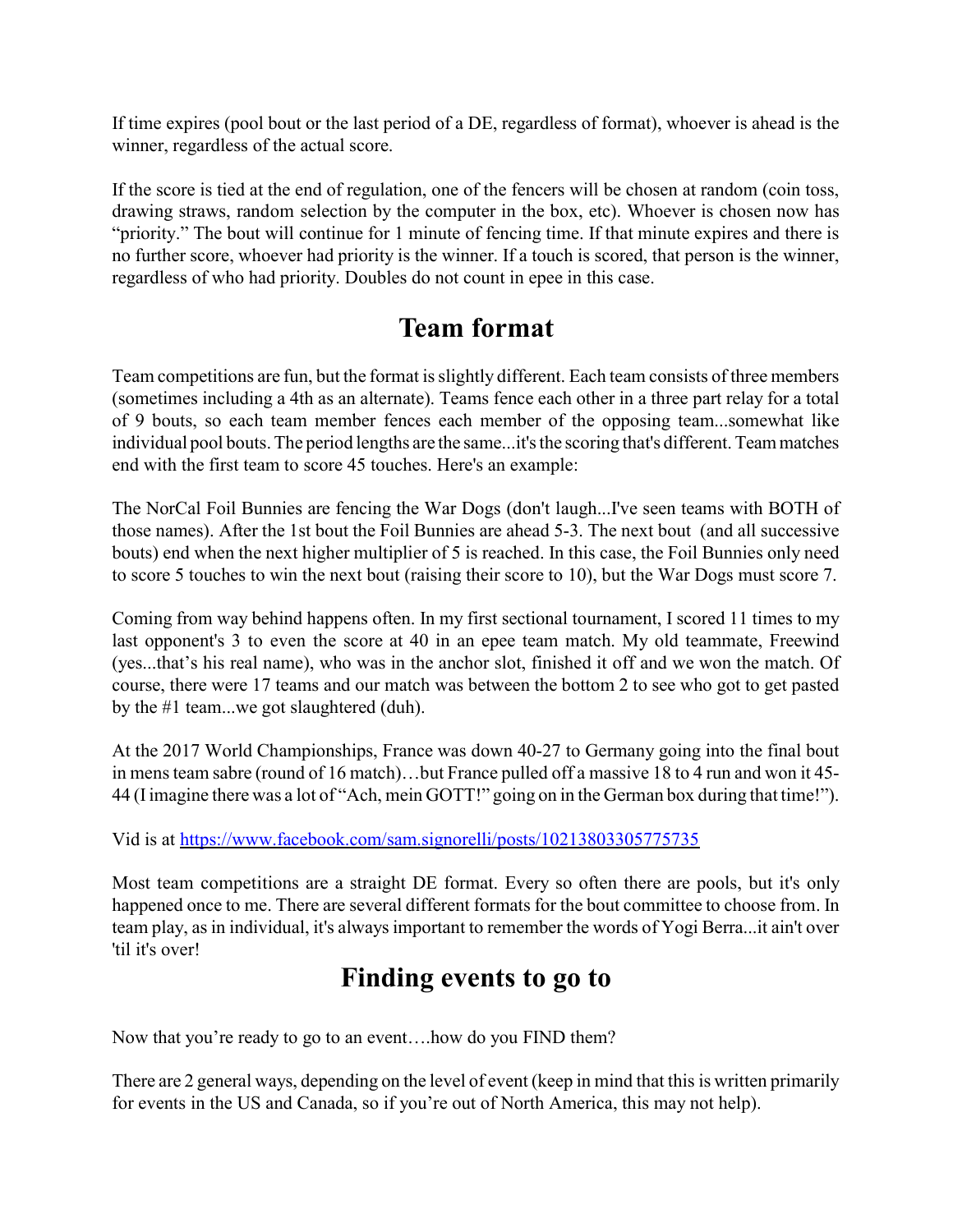If time expires (pool bout or the last period of a DE, regardless of format), whoever is ahead is the winner, regardless of the actual score.

If the score is tied at the end of regulation, one of the fencers will be chosen at random (coin toss, drawing straws, random selection by the computer in the box, etc). Whoever is chosen now has "priority." The bout will continue for 1 minute of fencing time. If that minute expires and there is no further score, whoever had priority is the winner. If a touch is scored, that person is the winner, regardless of who had priority. Doubles do not count in epee in this case.

## Team format

Team competitions are fun, but the format is slightly different. Each team consists of three members (sometimes including a 4th as an alternate). Teams fence each other in a three part relay for a total of 9 bouts, so each team member fences each member of the opposing team...somewhat like individual pool bouts. The period lengths are the same...it's the scoring that's different. Team matches end with the first team to score 45 touches. Here's an example:

The NorCal Foil Bunnies are fencing the War Dogs (don't laugh...I've seen teams with BOTH of those names). After the 1st bout the Foil Bunnies are ahead 5-3. The next bout (and all successive bouts) end when the next higher multiplier of 5 is reached. In this case, the Foil Bunnies only need to score 5 touches to win the next bout (raising their score to 10), but the War Dogs must score 7.

Coming from way behind happens often. In my first sectional tournament, I scored 11 times to my last opponent's 3 to even the score at 40 in an epee team match. My old teammate, Freewind (yes...that's his real name), who was in the anchor slot, finished it off and we won the match. Of course, there were 17 teams and our match was between the bottom 2 to see who got to get pasted by the #1 team...we got slaughtered (duh).

At the 2017 World Championships, France was down 40-27 to Germany going into the final bout in mens team sabre (round of 16 match)…but France pulled off a massive 18 to 4 run and won it 45-44 (I imagine there was a lot of "Ach, mein GOTT!" going on in the German box during that time!").

Vid is at [https://www.facebook.com/sam.signorelli/posts/10213803305775735](https://www.facebook.com/sam.signorelli/posts/10213803305775735)

Most team competitions are a straight DE format. Every so often there are pools, but it's only happened once to me. There are several different formats for the bout committee to choose from. In team play, as in individual, it's always important to remember the words of Yogi Berra...it ain't over 'til it's over!

## Finding events to go to

Now that you're ready to go to an event….how do you FIND them?

There are 2 general ways, depending on the level of event (keep in mind that this is written primarily for events in the US and Canada, so if you're out of North America, this may not help).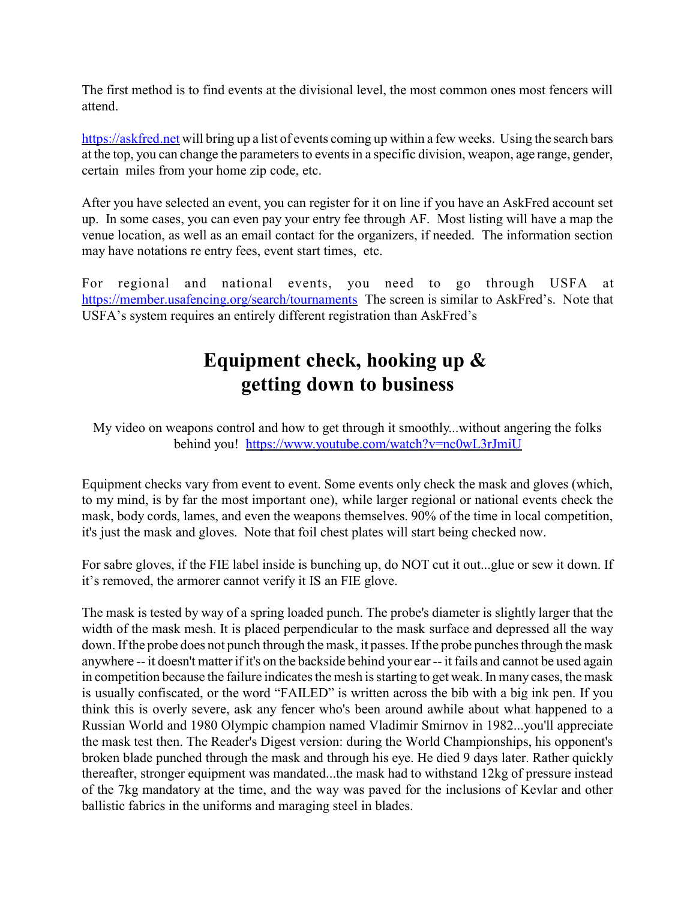The first method is to find events at the divisional level, the most common ones most fencers will attend.

https://askfred.net will bring up a list of events coming up within a few weeks. Using the search bars at the top, you can change the parameters to events in a specific division, weapon, age range, gender, certain miles from your home zip code, etc.

After you have selected an event, you can register for it on line if you have an AskFred account set up. In some cases, you can even pay your entry fee through AF. Most listing will have a map the venue location, as well as an email contact for the organizers, if needed. The information section may have notations re entry fees, event start times, etc.

For regional and national events, you need to go through USFA at https://member.usafencing.org/search/tournaments The screen is similar to AskFred's. Note that USFA's system requires an entirely different registration than AskFred's

# Equipment check, hooking up & getting down to business

My video on weapons control and how to get through it smoothly...without angering the folks behind you! https://www.youtube.com/watch?v=nc0wL3rJmiU

Equipment checks vary from event to event. Some events only check the mask and gloves (which, to my mind, is by far the most important one), while larger regional or national events check the mask, body cords, lames, and even the weapons themselves. 90% of the time in local competition, it's just the mask and gloves. Note that foil chest plates will start being checked now.

For sabre gloves, if the FIE label inside is bunching up, do NOT cut it out...glue or sew it down. If it's removed, the armorer cannot verify it IS an FIE glove.

The mask is tested by way of a spring loaded punch. The probe's diameter is slightly larger that the width of the mask mesh. It is placed perpendicular to the mask surface and depressed all the way down. If the probe does not punch through the mask, it passes. If the probe punches through the mask anywhere -- it doesn't matter if it's on the backside behind your ear -- it fails and cannot be used again in competition because the failure indicates the mesh is starting to get weak. In many cases, the mask is usually confiscated, or the word "FAILED" is written across the bib with a big ink pen. If you think this is overly severe, ask any fencer who's been around awhile about what happened to a Russian World and 1980 Olympic champion named Vladimir Smirnov in 1982...you'll appreciate the mask test then. The Reader's Digest version: during the World Championships, his opponent's broken blade punched through the mask and through his eye. He died 9 days later. Rather quickly thereafter, stronger equipment was mandated...the mask had to withstand 12kg of pressure instead of the 7kg mandatory at the time, and the way was paved for the inclusions of Kevlar and other ballistic fabrics in the uniforms and maraging steel in blades.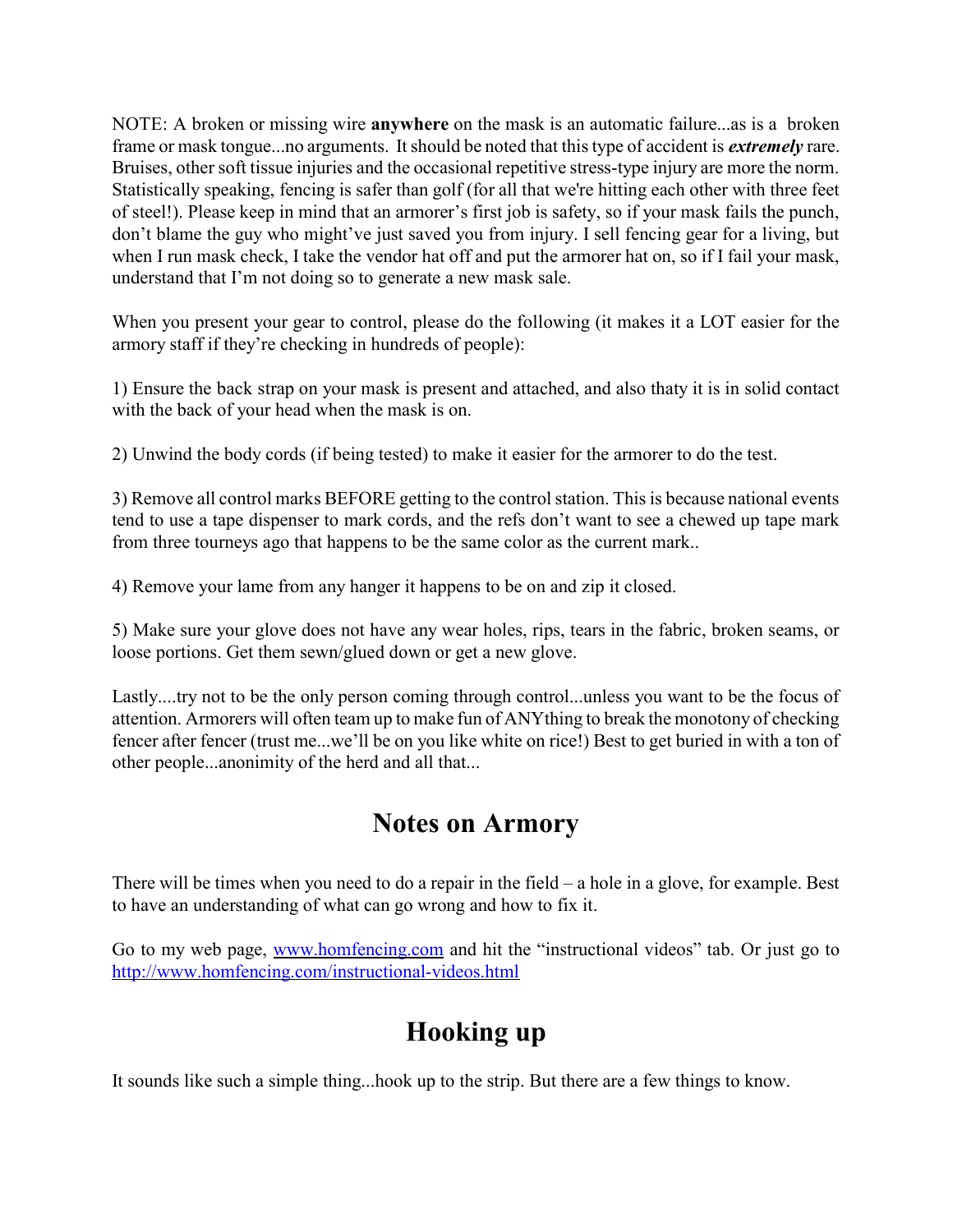NOTE: A broken or missing wire **anywhere** on the mask is an automatic failure...as is a broken frame or mask tongue...no arguments. It should be noted that this type of accident is ***extremely*** rare. Bruises, other soft tissue injuries and the occasional repetitive stress-type injury are more the norm. Statistically speaking, fencing is safer than golf (for all that we're hitting each other with three feet of steel!). Please keep in mind that an armorer's first job is safety, so if your mask fails the punch, don't blame the guy who might've just saved you from injury. I sell fencing gear for a living, but when I run mask check, I take the vendor hat off and put the armorer hat on, so if I fail your mask, understand that I'm not doing so to generate a new mask sale.

When you present your gear to control, please do the following (it makes it a LOT easier for the armory staff if they're checking in hundreds of people):

1) Ensure the back strap on your mask is present and attached, and also thaty it is in solid contact with the back of your head when the mask is on.

2) Unwind the body cords (if being tested) to make it easier for the armorer to do the test.

3) Remove all control marks BEFORE getting to the control station. This is because national events tend to use a tape dispenser to mark cords, and the refs don't want to see a chewed up tape mark from three tourneys ago that happens to be the same color as the current mark..

4) Remove your lame from any hanger it happens to be on and zip it closed.

5) Make sure your glove does not have any wear holes, rips, tears in the fabric, broken seams, or loose portions. Get them sewn/glued down or get a new glove.

Lastly....try not to be the only person coming through control...unless you want to be the focus of attention. Armorers will often team up to make fun of ANYthing to break the monotony of checking fencer after fencer (trust me...we'll be on you like white on rice!) Best to get buried in with a ton of other people...anonimity of the herd and all that...

## Notes on Armory

There will be times when you need to do a repair in the field – a hole in a glove, for example. Best to have an understanding of what can go wrong and how to fix it.

Go to my web page, www.homfencing.com and hit the "instructional videos" tab. Or just go to http://www.homfencing.com/instructional-videos.html

## Hooking up

It sounds like such a simple thing...hook up to the strip. But there are a few things to know.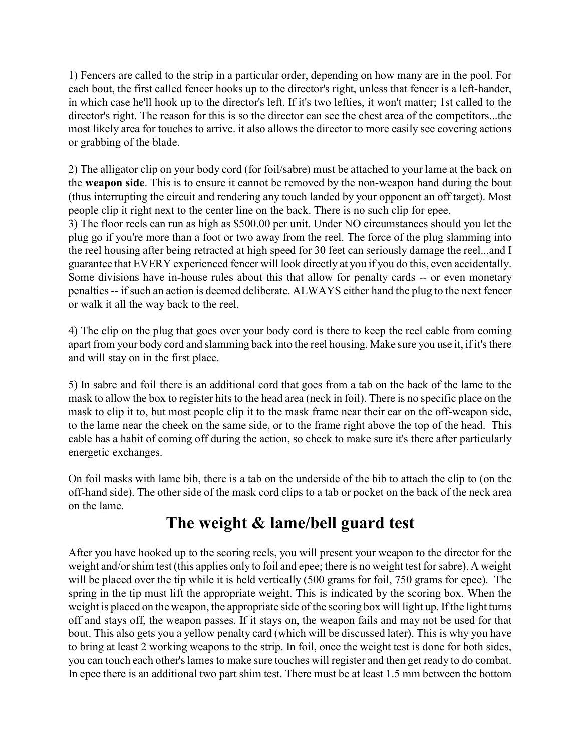1) Fencers are called to the strip in a particular order, depending on how many are in the pool. For each bout, the first called fencer hooks up to the director's right, unless that fencer is a left-hander, in which case he'll hook up to the director's left. If it's two lefties, it won't matter; 1st called to the director's right. The reason for this is so the director can see the chest area of the competitors...the most likely area for touches to arrive. it also allows the director to more easily see covering actions or grabbing of the blade.

2) The alligator clip on your body cord (for foil/sabre) must be attached to your lame at the back on the **weapon side**. This is to ensure it cannot be removed by the non-weapon hand during the bout (thus interrupting the circuit and rendering any touch landed by your opponent an off target). Most people clip it right next to the center line on the back. There is no such clip for epee.

3) The floor reels can run as high as $500.00 per unit. Under NO circumstances should you let the plug go if you're more than a foot or two away from the reel. The force of the plug slamming into the reel housing after being retracted at high speed for 30 feet can seriously damage the reel...and I guarantee that EVERY experienced fencer will look directly at you if you do this, even accidentally. Some divisions have in-house rules about this that allow for penalty cards -- or even monetary penalties -- if such an action is deemed deliberate. ALWAYS either hand the plug to the next fencer or walk it all the way back to the reel.

4) The clip on the plug that goes over your body cord is there to keep the reel cable from coming apart from your body cord and slamming back into the reel housing. Make sure you use it, if it's there and will stay on in the first place.

5) In sabre and foil there is an additional cord that goes from a tab on the back of the lame to the mask to allow the box to register hits to the head area (neck in foil). There is no specific place on the mask to clip it to, but most people clip it to the mask frame near their ear on the off-weapon side, to the lame near the cheek on the same side, or to the frame right above the top of the head. This cable has a habit of coming off during the action, so check to make sure it's there after particularly energetic exchanges.

On foil masks with lame bib, there is a tab on the underside of the bib to attach the clip to (on the off-hand side). The other side of the mask cord clips to a tab or pocket on the back of the neck area on the lame.

## The weight & lame/bell guard test

After you have hooked up to the scoring reels, you will present your weapon to the director for the weight and/or shim test (this applies only to foil and epee; there is no weight test for sabre). A weight will be placed over the tip while it is held vertically (500 grams for foil, 750 grams for epee). The spring in the tip must lift the appropriate weight. This is indicated by the scoring box. When the weight is placed on the weapon, the appropriate side of the scoring box will light up. If the light turns off and stays off, the weapon passes. If it stays on, the weapon fails and may not be used for that bout. This also gets you a yellow penalty card (which will be discussed later). This is why you have to bring at least 2 working weapons to the strip. In foil, once the weight test is done for both sides, you can touch each other's lames to make sure touches will register and then get ready to do combat. In epee there is an additional two part shim test. There must be at least 1.5 mm between the bottom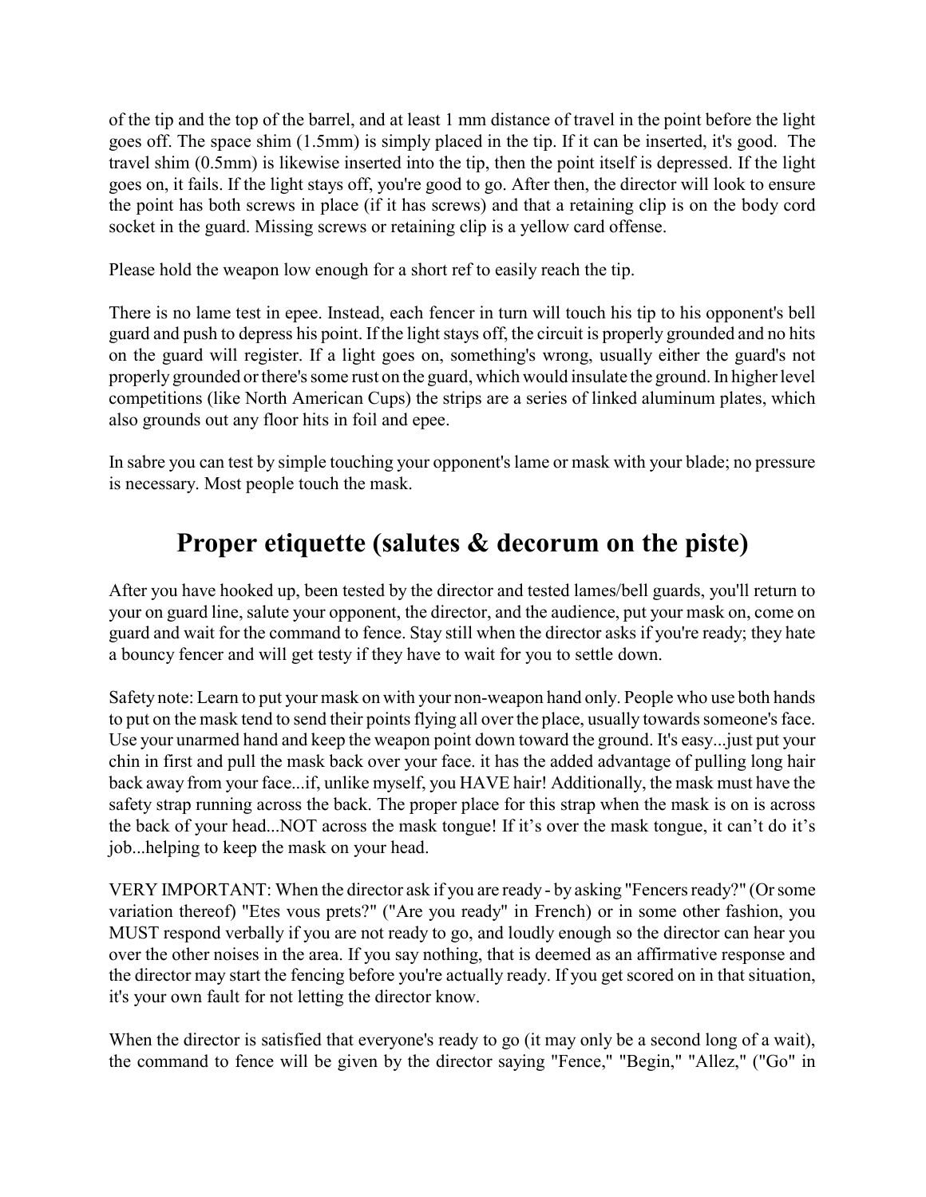of the tip and the top of the barrel, and at least 1 mm distance of travel in the point before the light goes off. The space shim (1.5mm) is simply placed in the tip. If it can be inserted, it's good. The travel shim (0.5mm) is likewise inserted into the tip, then the point itself is depressed. If the light goes on, it fails. If the light stays off, you're good to go. After then, the director will look to ensure the point has both screws in place (if it has screws) and that a retaining clip is on the body cord socket in the guard. Missing screws or retaining clip is a yellow card offense.

Please hold the weapon low enough for a short ref to easily reach the tip.

There is no lame test in epee. Instead, each fencer in turn will touch his tip to his opponent's bell guard and push to depress his point. If the light stays off, the circuit is properly grounded and no hits on the guard will register. If a light goes on, something's wrong, usually either the guard's not properly grounded or there's some rust on the guard, which would insulate the ground. In higher level competitions (like North American Cups) the strips are a series of linked aluminum plates, which also grounds out any floor hits in foil and epee.

In sabre you can test by simple touching your opponent's lame or mask with your blade; no pressure is necessary. Most people touch the mask.

## Proper etiquette (salutes & decorum on the piste)

After you have hooked up, been tested by the director and tested lames/bell guards, you'll return to your on guard line, salute your opponent, the director, and the audience, put your mask on, come on guard and wait for the command to fence. Stay still when the director asks if you're ready; they hate a bouncy fencer and will get testy if they have to wait for you to settle down.

Safety note: Learn to put your mask on with your non-weapon hand only. People who use both hands to put on the mask tend to send their points flying all over the place, usually towards someone's face. Use your unarmed hand and keep the weapon point down toward the ground. It's easy...just put your chin in first and pull the mask back over your face. it has the added advantage of pulling long hair back away from your face...if, unlike myself, you HAVE hair! Additionally, the mask must have the safety strap running across the back. The proper place for this strap when the mask is on is across the back of your head...NOT across the mask tongue! If it's over the mask tongue, it can't do it's job...helping to keep the mask on your head.

VERY IMPORTANT: When the director ask if you are ready - by asking "Fencers ready?" (Or some variation thereof) "Etes vous prets?" ("Are you ready" in French) or in some other fashion, you MUST respond verbally if you are not ready to go, and loudly enough so the director can hear you over the other noises in the area. If you say nothing, that is deemed as an affirmative response and the director may start the fencing before you're actually ready. If you get scored on in that situation, it's your own fault for not letting the director know.

When the director is satisfied that everyone's ready to go (it may only be a second long of a wait), the command to fence will be given by the director saying "Fence," "Begin," "Allez," ("Go" in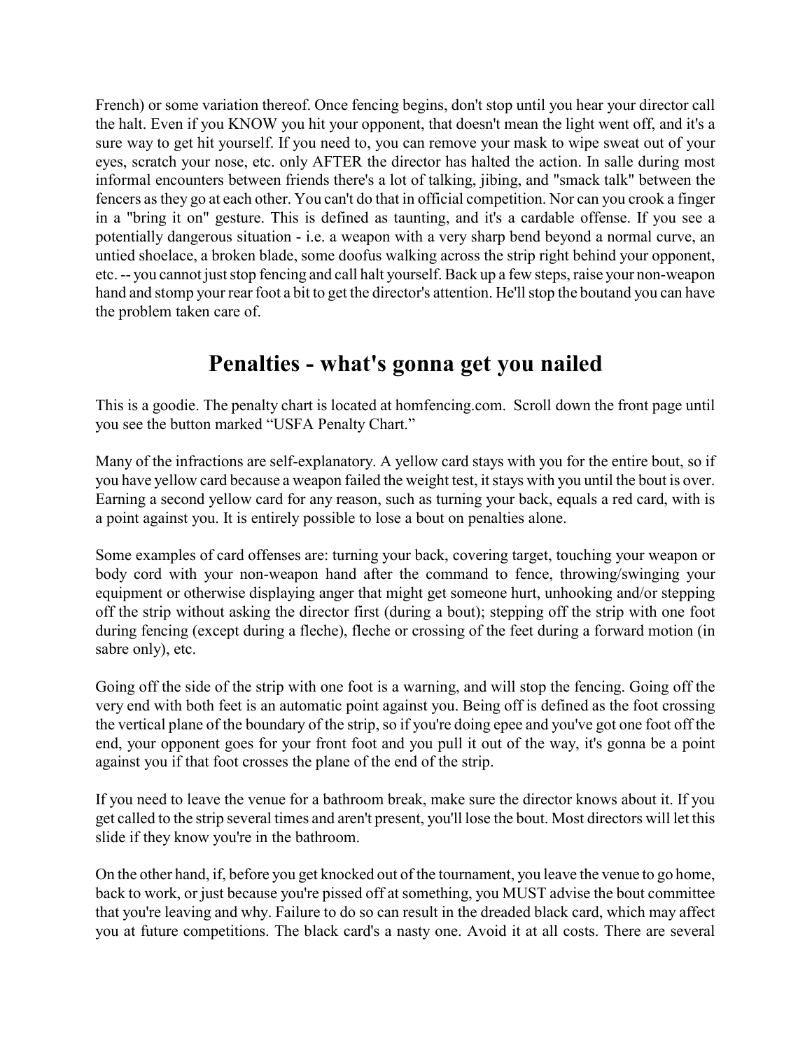French) or some variation thereof. Once fencing begins, don't stop until you hear your director call the halt. Even if you KNOW you hit your opponent, that doesn't mean the light went off, and it's a sure way to get hit yourself. If you need to, you can remove your mask to wipe sweat out of your eyes, scratch your nose, etc. only AFTER the director has halted the action. In salle during most informal encounters between friends there's a lot of talking, jibing, and "smack talk" between the fencers as they go at each other. You can't do that in official competition. Nor can you crook a finger in a "bring it on" gesture. This is defined as taunting, and it's a cardable offense. If you see a potentially dangerous situation - i.e. a weapon with a very sharp bend beyond a normal curve, an untied shoelace, a broken blade, some doofus walking across the strip right behind your opponent, etc. -- you cannot just stop fencing and call halt yourself. Back up a few steps, raise your non-weapon hand and stomp your rear foot a bit to get the director's attention. He'll stop the boutand you can have the problem taken care of.

## Penalties - what's gonna get you nailed

This is a goodie. The penalty chart is located at homfencing.com. Scroll down the front page until you see the button marked "USFA Penalty Chart."

Many of the infractions are self-explanatory. A yellow card stays with you for the entire bout, so if you have yellow card because a weapon failed the weight test, it stays with you until the bout is over. Earning a second yellow card for any reason, such as turning your back, equals a red card, with is a point against you. It is entirely possible to lose a bout on penalties alone.

Some examples of card offenses are: turning your back, covering target, touching your weapon or body cord with your non-weapon hand after the command to fence, throwing/swinging your equipment or otherwise displaying anger that might get someone hurt, unhooking and/or stepping off the strip without asking the director first (during a bout); stepping off the strip with one foot during fencing (except during a fleche), fleche or crossing of the feet during a forward motion (in sabre only), etc.

Going off the side of the strip with one foot is a warning, and will stop the fencing. Going off the very end with both feet is an automatic point against you. Being off is defined as the foot crossing the vertical plane of the boundary of the strip, so if you're doing epee and you've got one foot off the end, your opponent goes for your front foot and you pull it out of the way, it's gonna be a point against you if that foot crosses the plane of the end of the strip.

If you need to leave the venue for a bathroom break, make sure the director knows about it. If you get called to the strip several times and aren't present, you'll lose the bout. Most directors will let this slide if they know you're in the bathroom.

On the other hand, if, before you get knocked out of the tournament, you leave the venue to go home, back to work, or just because you're pissed off at something, you MUST advise the bout committee that you're leaving and why. Failure to do so can result in the dreaded black card, which may affect you at future competitions. The black card's a nasty one. Avoid it at all costs. There are several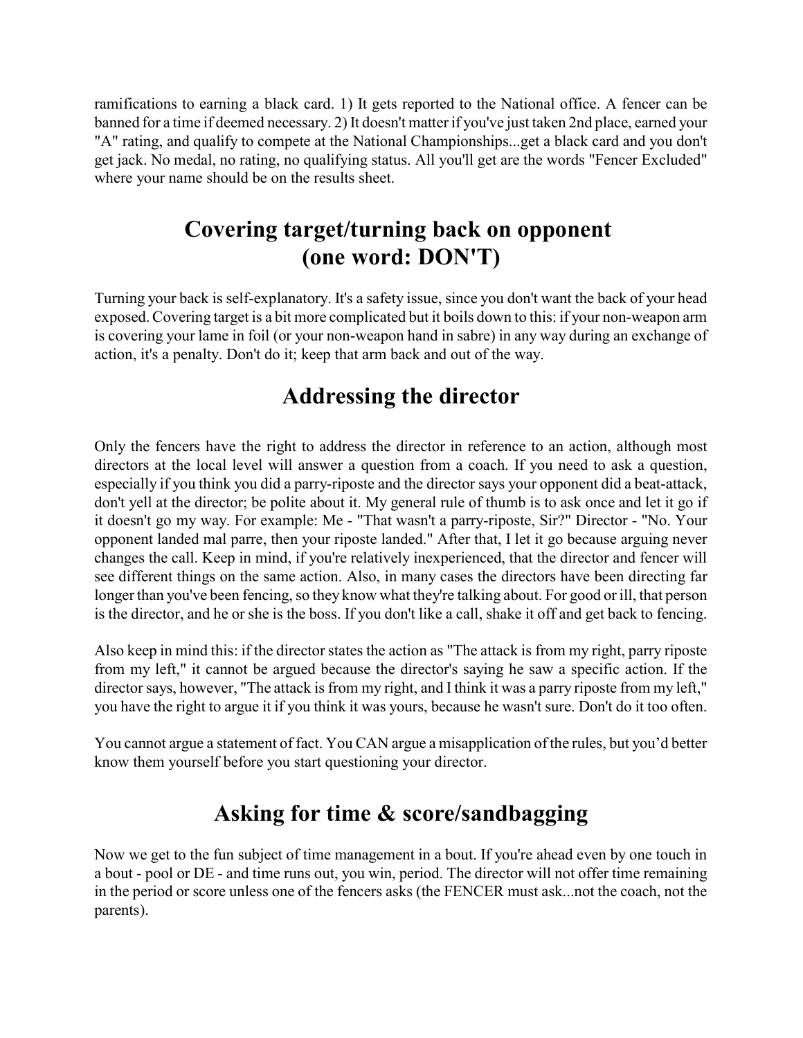ramifications to earning a black card. 1) It gets reported to the National office. A fencer can be banned for a time if deemed necessary. 2) It doesn't matter if you've just taken 2nd place, earned your "A" rating, and qualify to compete at the National Championships...get a black card and you don't get jack. No medal, no rating, no qualifying status. All you'll get are the words "Fencer Excluded" where your name should be on the results sheet.

## Covering target/turning back on opponent (one word: DON'T)

Turning your back is self-explanatory. It's a safety issue, since you don't want the back of your head exposed. Covering target is a bit more complicated but it boils down to this: if your non-weapon arm is covering your lame in foil (or your non-weapon hand in sabre) in any way during an exchange of action, it's a penalty. Don't do it; keep that arm back and out of the way.

## Addressing the director

Only the fencers have the right to address the director in reference to an action, although most directors at the local level will answer a question from a coach. If you need to ask a question, especially if you think you did a parry-riposte and the director says your opponent did a beat-attack, don't yell at the director; be polite about it. My general rule of thumb is to ask once and let it go if it doesn't go my way. For example: Me - "That wasn't a parry-riposte, Sir?" Director - "No. Your opponent landed mal parre, then your riposte landed." After that, I let it go because arguing never changes the call. Keep in mind, if you're relatively inexperienced, that the director and fencer will see different things on the same action. Also, in many cases the directors have been directing far longer than you've been fencing, so they know what they're talking about. For good or ill, that person is the director, and he or she is the boss. If you don't like a call, shake it off and get back to fencing.

Also keep in mind this: if the director states the action as "The attack is from my right, parry riposte from my left," it cannot be argued because the director's saying he saw a specific action. If the director says, however, "The attack is from my right, and I think it was a parry riposte from my left," you have the right to argue it if you think it was yours, because he wasn't sure. Don't do it too often.

You cannot argue a statement of fact. You CAN argue a misapplication of the rules, but you'd better know them yourself before you start questioning your director.

## Asking for time & score/sandbagging

Now we get to the fun subject of time management in a bout. If you're ahead even by one touch in a bout - pool or DE - and time runs out, you win, period. The director will not offer time remaining in the period or score unless one of the fencers asks (the FENCER must ask...not the coach, not the parents).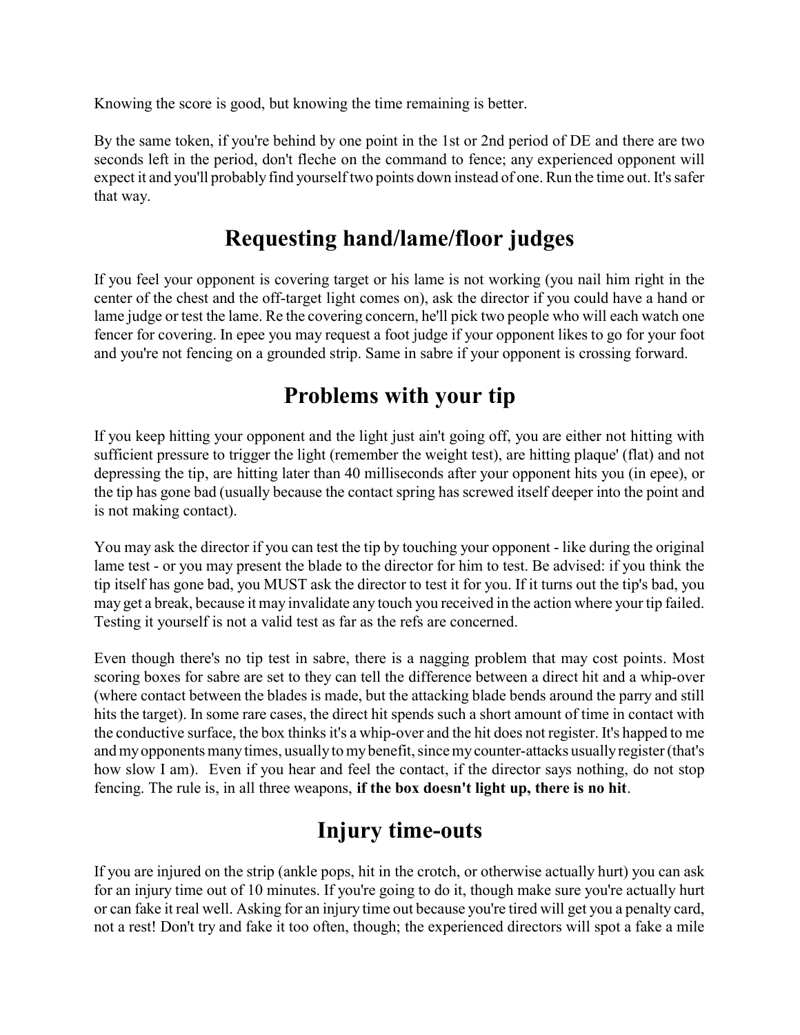Knowing the score is good, but knowing the time remaining is better.

By the same token, if you're behind by one point in the 1st or 2nd period of DE and there are two seconds left in the period, don't fleche on the command to fence; any experienced opponent will expect it and you'll probably find yourself two points down instead of one. Run the time out. It's safer that way.

## Requesting hand/lame/floor judges

If you feel your opponent is covering target or his lame is not working (you nail him right in the center of the chest and the off-target light comes on), ask the director if you could have a hand or lame judge or test the lame. Re the covering concern, he'll pick two people who will each watch one fencer for covering. In epee you may request a foot judge if your opponent likes to go for your foot and you're not fencing on a grounded strip. Same in sabre if your opponent is crossing forward.

## Problems with your tip

If you keep hitting your opponent and the light just ain't going off, you are either not hitting with sufficient pressure to trigger the light (remember the weight test), are hitting plaque' (flat) and not depressing the tip, are hitting later than 40 milliseconds after your opponent hits you (in epee), or the tip has gone bad (usually because the contact spring has screwed itself deeper into the point and is not making contact).

You may ask the director if you can test the tip by touching your opponent - like during the original lame test - or you may present the blade to the director for him to test. Be advised: if you think the tip itself has gone bad, you MUST ask the director to test it for you. If it turns out the tip's bad, you may get a break, because it may invalidate any touch you received in the action where your tip failed. Testing it yourself is not a valid test as far as the refs are concerned.

Even though there's no tip test in sabre, there is a nagging problem that may cost points. Most scoring boxes for sabre are set to they can tell the difference between a direct hit and a whip-over (where contact between the blades is made, but the attacking blade bends around the parry and still hits the target). In some rare cases, the direct hit spends such a short amount of time in contact with the conductive surface, the box thinks it's a whip-over and the hit does not register. It's happed to me and my opponents many times, usually to my benefit, since my counter-attacks usually register (that's how slow I am). Even if you hear and feel the contact, if the director says nothing, do not stop fencing. The rule is, in all three weapons, **if the box doesn't light up, there is no hit**.

## Injury time-outs

If you are injured on the strip (ankle pops, hit in the crotch, or otherwise actually hurt) you can ask for an injury time out of 10 minutes. If you're going to do it, though make sure you're actually hurt or can fake it real well. Asking for an injury time out because you're tired will get you a penalty card, not a rest! Don't try and fake it too often, though; the experienced directors will spot a fake a mile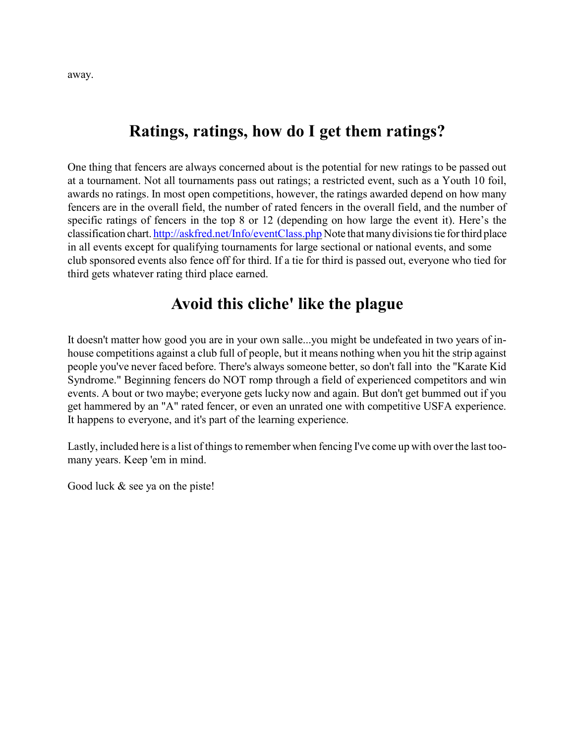away.

## Ratings, ratings, how do I get them ratings?

One thing that fencers are always concerned about is the potential for new ratings to be passed out at a tournament. Not all tournaments pass out ratings; a restricted event, such as a Youth 10 foil, awards no ratings. In most open competitions, however, the ratings awarded depend on how many fencers are in the overall field, the number of rated fencers in the overall field, and the number of specific ratings of fencers in the top 8 or 12 (depending on how large the event it). Here's the classification chart. [http://askfred.net/Info/eventClass.php](http://askfred.net/Info/eventClass.php) Note that many divisions tie for third place in all events except for qualifying tournaments for large sectional or national events, and some club sponsored events also fence off for third. If a tie for third is passed out, everyone who tied for third gets whatever rating third place earned.

## Avoid this cliche' like the plague

It doesn't matter how good you are in your own salle...you might be undefeated in two years of in-house competitions against a club full of people, but it means nothing when you hit the strip against people you've never faced before. There's always someone better, so don't fall into the "Karate Kid Syndrome." Beginning fencers do NOT romp through a field of experienced competitors and win events. A bout or two maybe; everyone gets lucky now and again. But don't get bummed out if you get hammered by an "A" rated fencer, or even an unrated one with competitive USFA experience. It happens to everyone, and it's part of the learning experience.

Lastly, included here is a list of things to remember when fencing I've come up with over the last too-many years. Keep 'em in mind.

Good luck & see ya on the piste!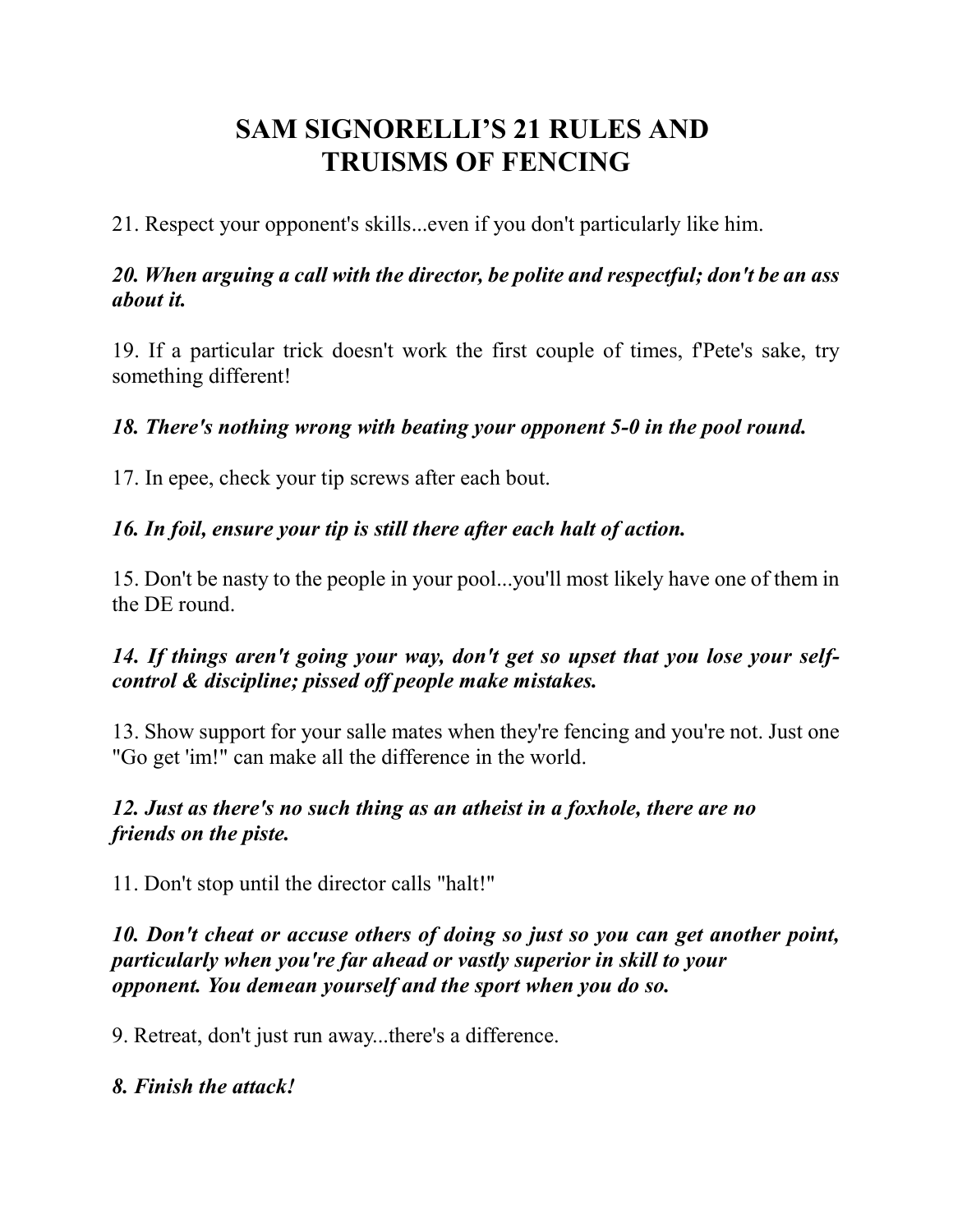# SAM SIGNORELLI'S 21 RULES AND TRUISMS OF FENCING

21. Respect your opponent's skills...even if you don't particularly like him.

***20. When arguing a call with the director, be polite and respectful; don't be an ass about it.***

19. If a particular trick doesn't work the first couple of times, f'Pete's sake, try something different!

***18. There's nothing wrong with beating your opponent 5-0 in the pool round.***

17. In epee, check your tip screws after each bout.

***16. In foil, ensure your tip is still there after each halt of action.***

15. Don't be nasty to the people in your pool...you'll most likely have one of them in the DE round.

***14. If things aren't going your way, don't get so upset that you lose your self-control & discipline; pissed off people make mistakes.***

13. Show support for your salle mates when they're fencing and you're not. Just one "Go get 'im!" can make all the difference in the world.

***12. Just as there's no such thing as an atheist in a foxhole, there are no friends on the piste.***

11. Don't stop until the director calls "halt!"

***10. Don't cheat or accuse others of doing so just so you can get another point, particularly when you're far ahead or vastly superior in skill to your opponent. You demean yourself and the sport when you do so.***

9. Retreat, don't just run away...there's a difference.

***8. Finish the attack!***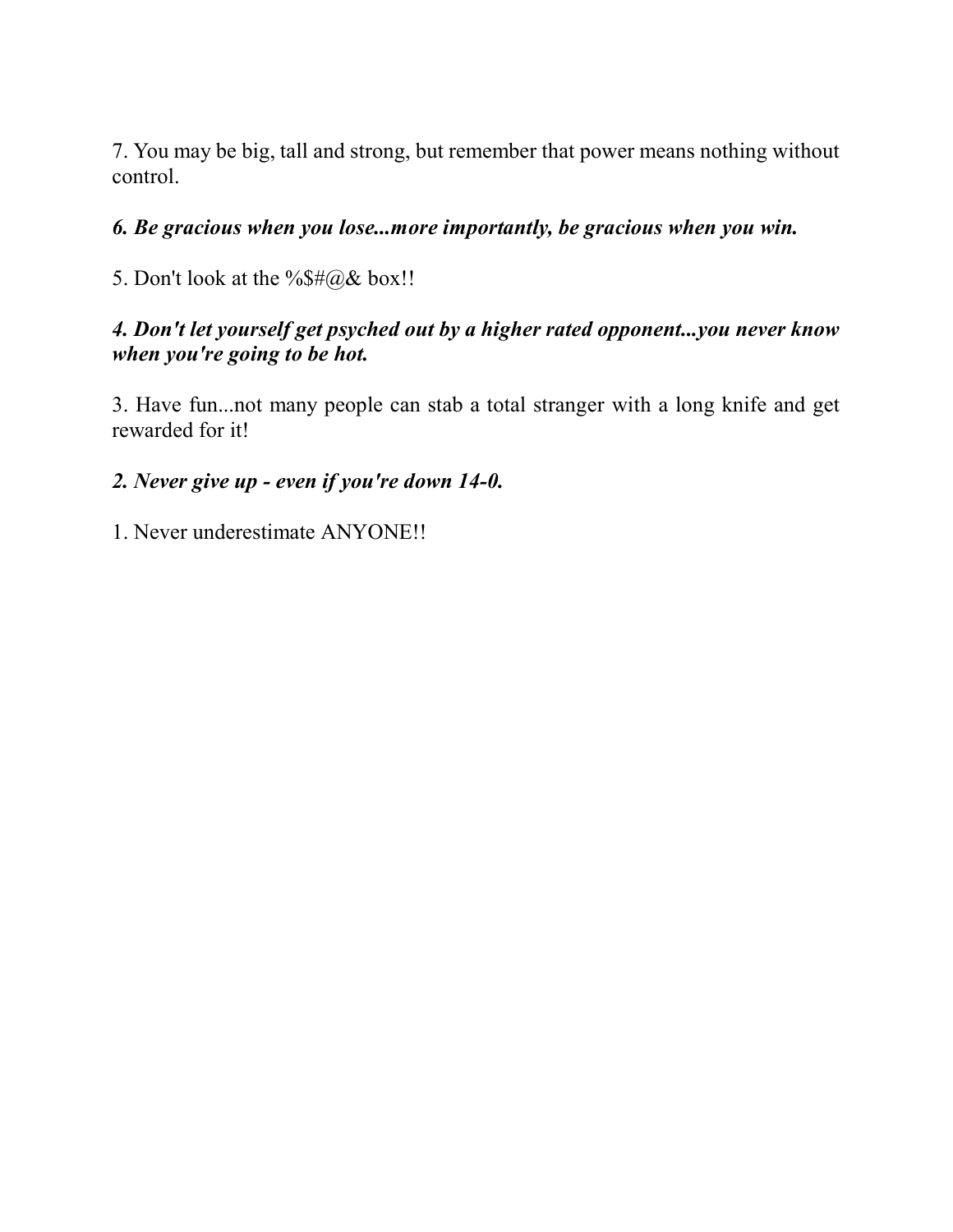7. You may be big, tall and strong, but remember that power means nothing without control.

***6. Be gracious when you lose...more importantly, be gracious when you win.***

5. Don't look at the %$#@& box!!

***4. Don't let yourself get psyched out by a higher rated opponent...you never know when you're going to be hot.***

3. Have fun...not many people can stab a total stranger with a long knife and get rewarded for it!

***2. Never give up - even if you're down 14-0.***

1. Never underestimate ANYONE!!